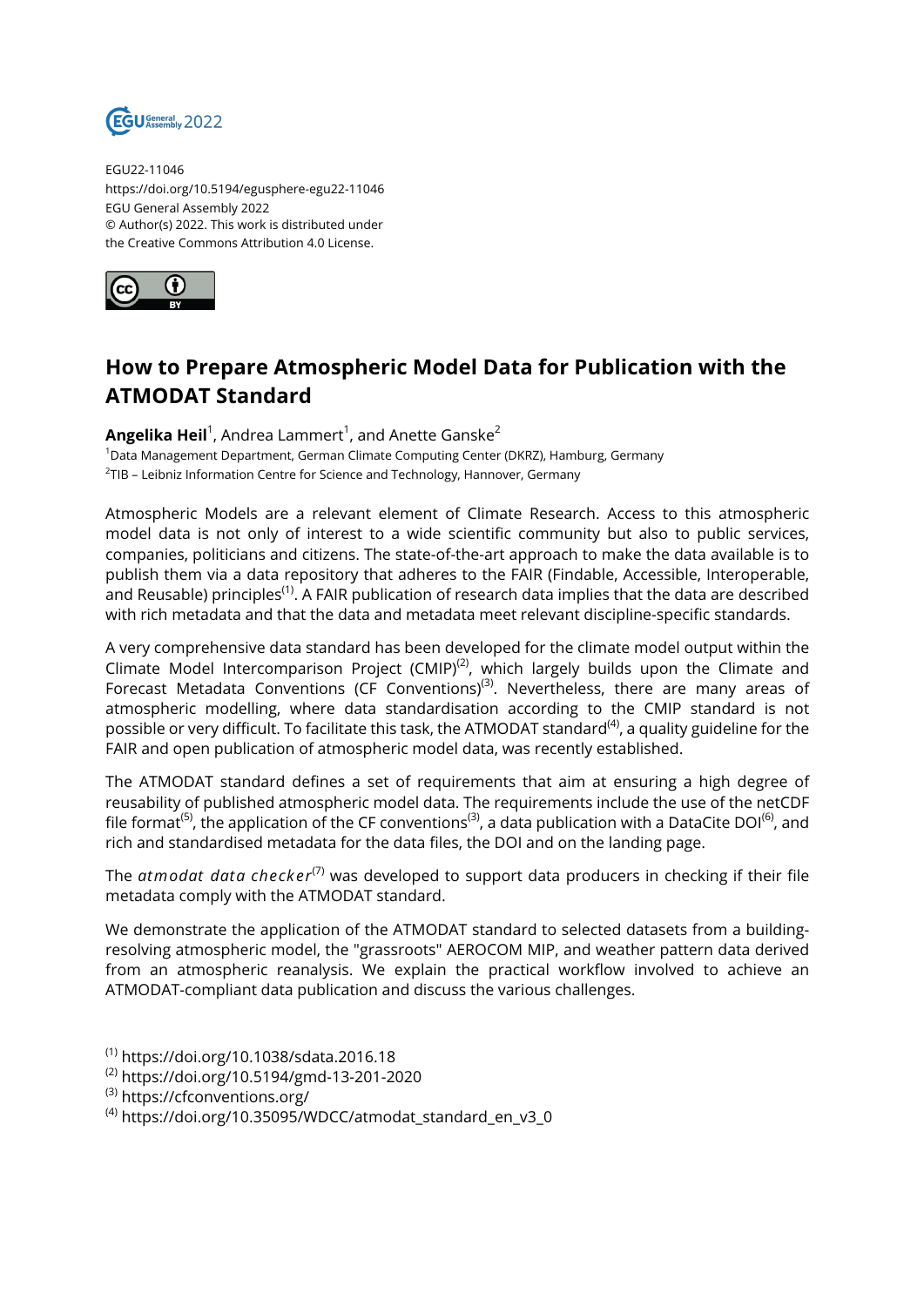EGU22-11046
https://doi.org/10.5194/egusphere-egu22-11046
EGU General Assembly 2022
© Author(s) 2022. This work is distributed under
the Creative Commons Attribution 4.0 License.

# How to Prepare Atmospheric Model Data for Publication with the ATMODAT Standard

**Angelika Heil**[1], Andrea Lammert[1], and Anette Ganske[2]

[1]Data Management Department, German Climate Computing Center (DKRZ), Hamburg, Germany
[2]TIB – Leibniz Information Centre for Science and Technology, Hannover, Germany

Atmospheric Models are a relevant element of Climate Research. Access to this atmospheric model data is not only of interest to a wide scientific community but also to public services, companies, politicians and citizens. The state-of-the-art approach to make the data available is to publish them via a data repository that adheres to the FAIR (Findable, Accessible, Interoperable, and Reusable) principles[(1)]. A FAIR publication of research data implies that the data are described with rich metadata and that the data and metadata meet relevant discipline-specific standards.

A very comprehensive data standard has been developed for the climate model output within the Climate Model Intercomparison Project (CMIP)[(2)], which largely builds upon the Climate and Forecast Metadata Conventions (CF Conventions)[(3)]. Nevertheless, there are many areas of atmospheric modelling, where data standardisation according to the CMIP standard is not possible or very difficult. To facilitate this task, the ATMODAT standard[(4)], a quality guideline for the FAIR and open publication of atmospheric model data, was recently established.

The ATMODAT standard defines a set of requirements that aim at ensuring a high degree of reusability of published atmospheric model data. The requirements include the use of the netCDF file format[(5)], the application of the CF conventions[(3)], a data publication with a DataCite DOI[(6)], and rich and standardised metadata for the data files, the DOI and on the landing page.

The *atmodat data checker*[(7)] was developed to support data producers in checking if their file metadata comply with the ATMODAT standard.

We demonstrate the application of the ATMODAT standard to selected datasets from a building-resolving atmospheric model, the "grassroots" AEROCOM MIP, and weather pattern data derived from an atmospheric reanalysis. We explain the practical workflow involved to achieve an ATMODAT-compliant data publication and discuss the various challenges.

[(1)] https://doi.org/10.1038/sdata.2016.18
[(2)] https://doi.org/10.5194/gmd-13-201-2020
[(3)] https://cfconventions.org/
[(4)] https://doi.org/10.35095/WDCC/atmodat_standard_en_v3_0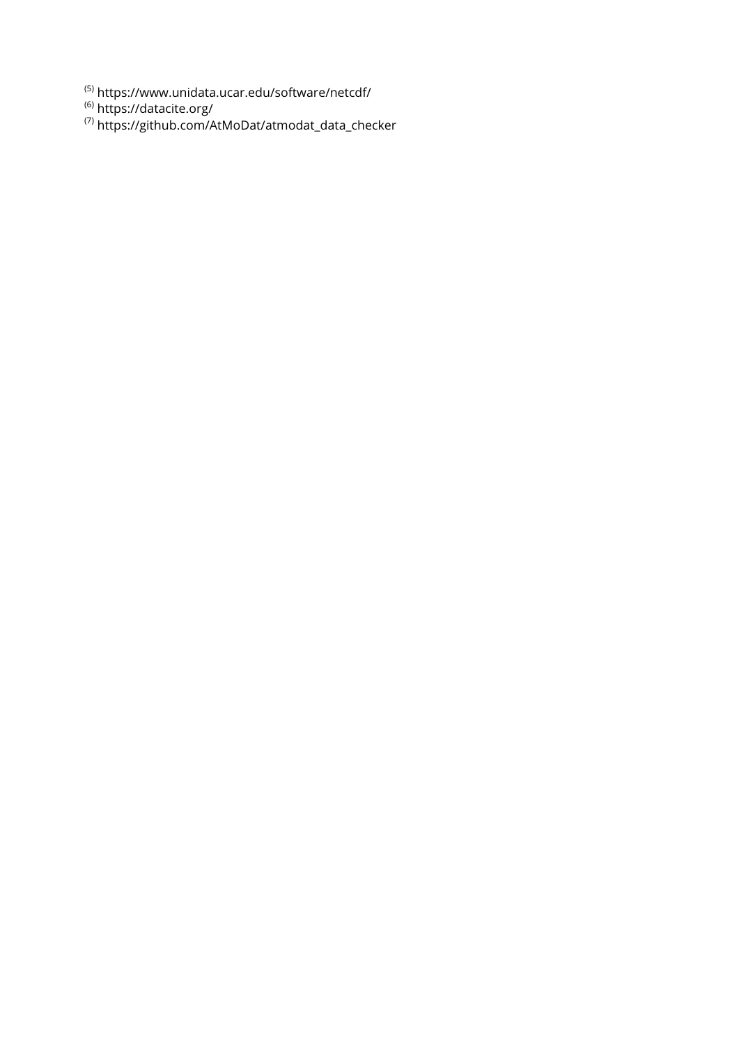[5] https://www.unidata.ucar.edu/software/netcdf/
[6] https://datacite.org/
[7] https://github.com/AtMoDat/atmodat_data_checker